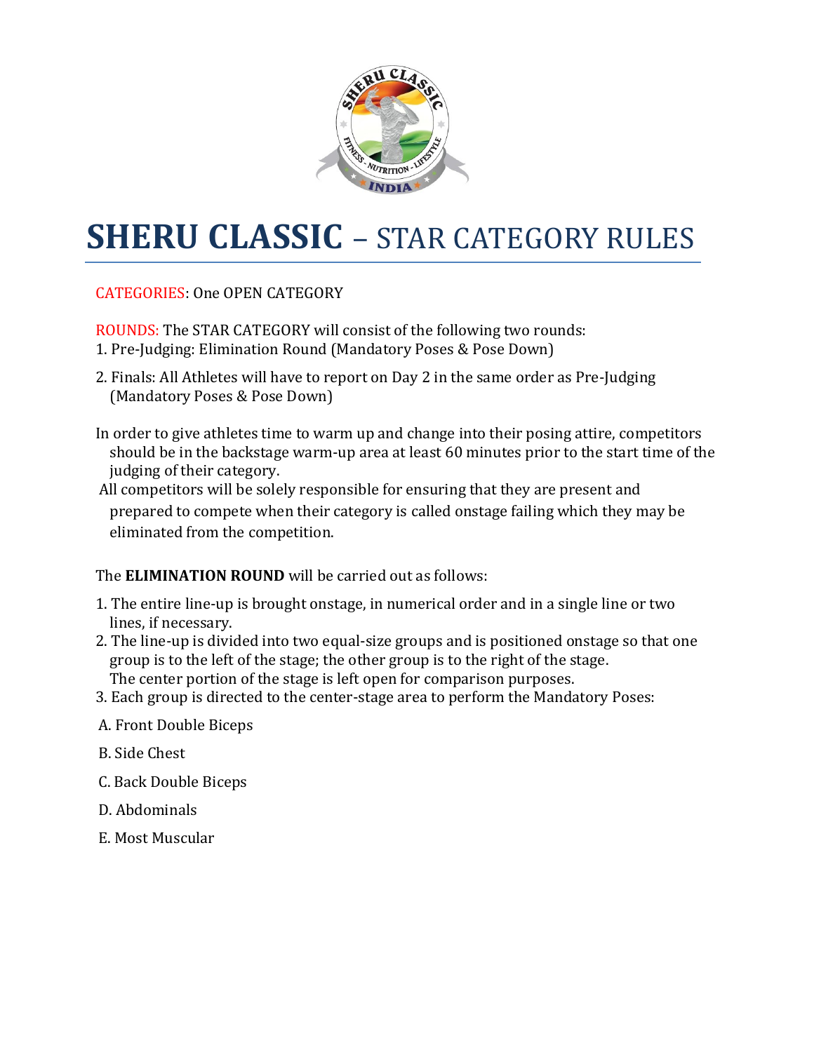# SHERU CLASSIC – STAR CATEGORY RULES

CATEGORIES: One OPEN CATEGORY

ROUNDS: The STAR CATEGORY will consist of the following two rounds:

1. Pre-Judging: Elimination Round (Mandatory Poses & Pose Down)
2. Finals: All Athletes will have to report on Day 2 in the same order as Pre-Judging (Mandatory Poses & Pose Down)

In order to give athletes time to warm up and change into their posing attire, competitors should be in the backstage warm-up area at least 60 minutes prior to the start time of the judging of their category.

All competitors will be solely responsible for ensuring that they are present and prepared to compete when their category is called onstage failing which they may be eliminated from the competition.

The **ELIMINATION ROUND** will be carried out as follows:

1. The entire line-up is brought onstage, in numerical order and in a single line or two lines, if necessary.
2. The line-up is divided into two equal-size groups and is positioned onstage so that one group is to the left of the stage; the other group is to the right of the stage. The center portion of the stage is left open for comparison purposes.
3. Each group is directed to the center-stage area to perform the Mandatory Poses:

A. Front Double Biceps

B. Side Chest

C. Back Double Biceps

D. Abdominals

E. Most Muscular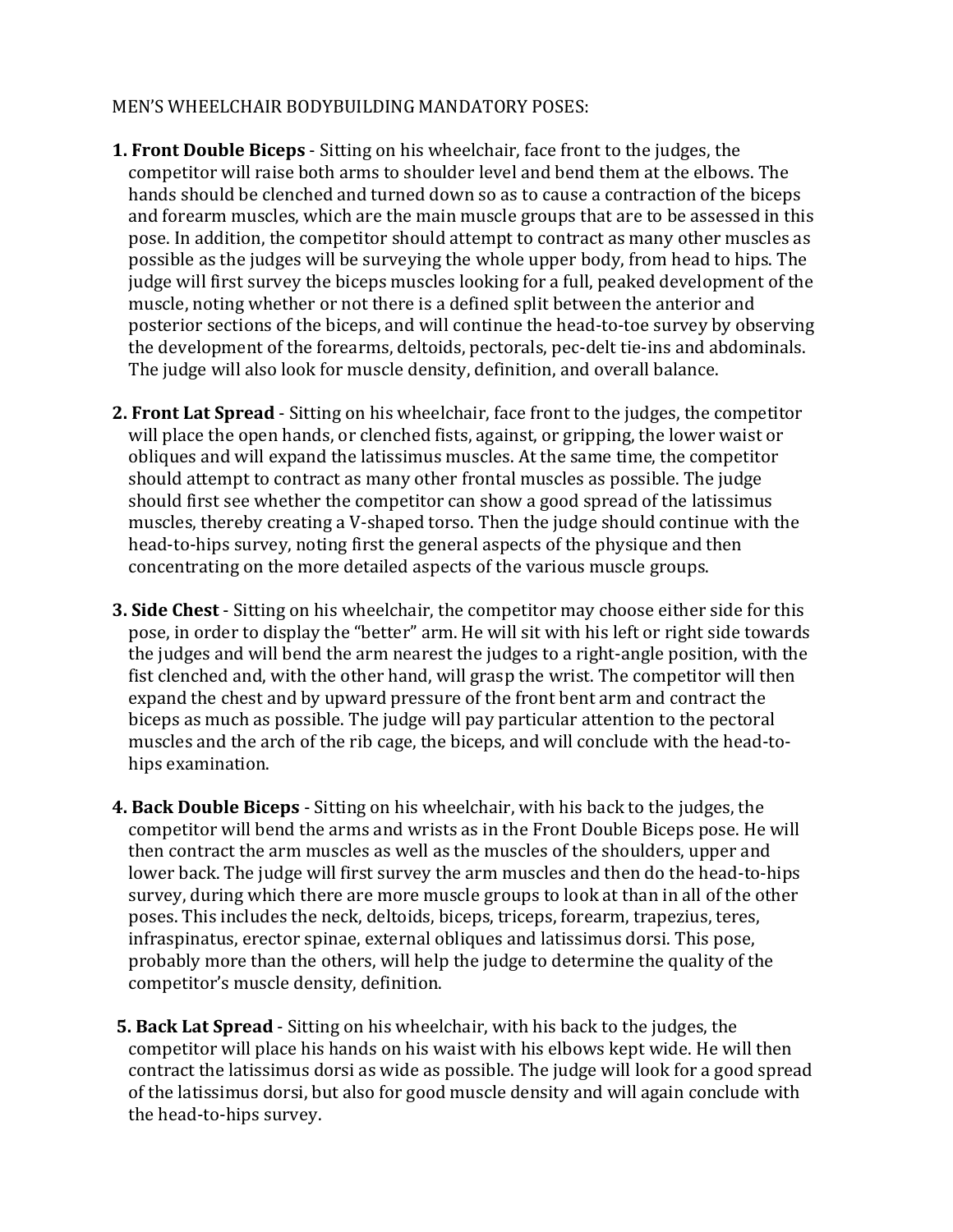MEN'S WHEELCHAIR BODYBUILDING MANDATORY POSES:

1. **Front Double Biceps** - Sitting on his wheelchair, face front to the judges, the competitor will raise both arms to shoulder level and bend them at the elbows. The hands should be clenched and turned down so as to cause a contraction of the biceps and forearm muscles, which are the main muscle groups that are to be assessed in this pose. In addition, the competitor should attempt to contract as many other muscles as possible as the judges will be surveying the whole upper body, from head to hips. The judge will first survey the biceps muscles looking for a full, peaked development of the muscle, noting whether or not there is a defined split between the anterior and posterior sections of the biceps, and will continue the head-to-toe survey by observing the development of the forearms, deltoids, pectorals, pec-delt tie-ins and abdominals. The judge will also look for muscle density, definition, and overall balance.

2. **Front Lat Spread** - Sitting on his wheelchair, face front to the judges, the competitor will place the open hands, or clenched fists, against, or gripping, the lower waist or obliques and will expand the latissimus muscles. At the same time, the competitor should attempt to contract as many other frontal muscles as possible. The judge should first see whether the competitor can show a good spread of the latissimus muscles, thereby creating a V-shaped torso. Then the judge should continue with the head-to-hips survey, noting first the general aspects of the physique and then concentrating on the more detailed aspects of the various muscle groups.

3. **Side Chest** - Sitting on his wheelchair, the competitor may choose either side for this pose, in order to display the "better" arm. He will sit with his left or right side towards the judges and will bend the arm nearest the judges to a right-angle position, with the fist clenched and, with the other hand, will grasp the wrist. The competitor will then expand the chest and by upward pressure of the front bent arm and contract the biceps as much as possible. The judge will pay particular attention to the pectoral muscles and the arch of the rib cage, the biceps, and will conclude with the head-to-hips examination.

4. **Back Double Biceps** - Sitting on his wheelchair, with his back to the judges, the competitor will bend the arms and wrists as in the Front Double Biceps pose. He will then contract the arm muscles as well as the muscles of the shoulders, upper and lower back. The judge will first survey the arm muscles and then do the head-to-hips survey, during which there are more muscle groups to look at than in all of the other poses. This includes the neck, deltoids, biceps, triceps, forearm, trapezius, teres, infraspinatus, erector spinae, external obliques and latissimus dorsi. This pose, probably more than the others, will help the judge to determine the quality of the competitor's muscle density, definition.

5. **Back Lat Spread** - Sitting on his wheelchair, with his back to the judges, the competitor will place his hands on his waist with his elbows kept wide. He will then contract the latissimus dorsi as wide as possible. The judge will look for a good spread of the latissimus dorsi, but also for good muscle density and will again conclude with the head-to-hips survey.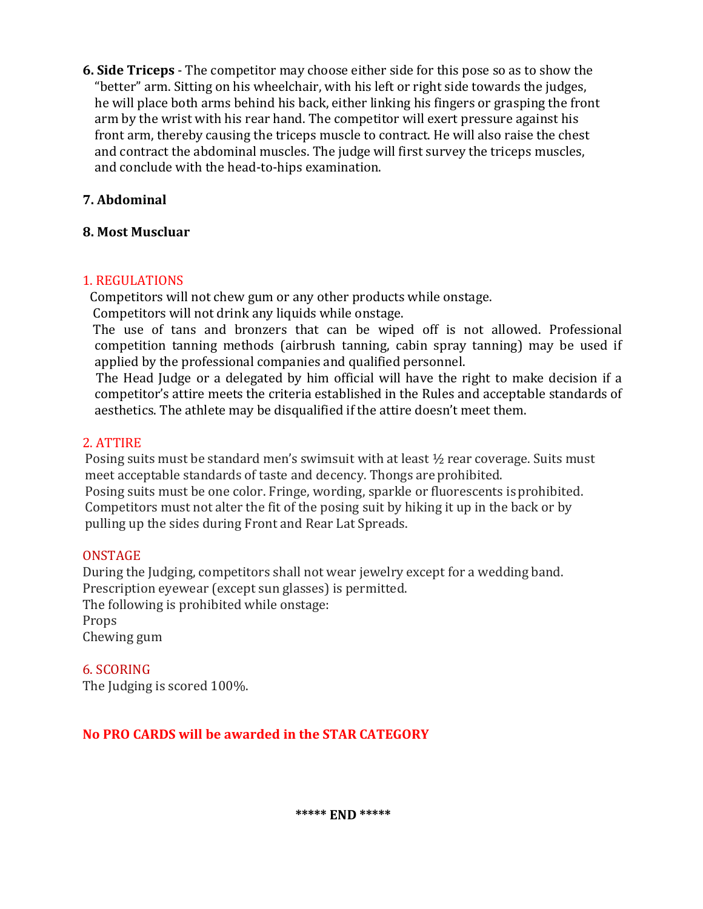**6. Side Triceps** - The competitor may choose either side for this pose so as to show the "better" arm. Sitting on his wheelchair, with his left or right side towards the judges, he will place both arms behind his back, either linking his fingers or grasping the front arm by the wrist with his rear hand. The competitor will exert pressure against his front arm, thereby causing the triceps muscle to contract. He will also raise the chest and contract the abdominal muscles. The judge will first survey the triceps muscles, and conclude with the head-to-hips examination.

**7. Abdominal**

**8. Most Muscluar**

1. REGULATIONS

Competitors will not chew gum or any other products while onstage.

Competitors will not drink any liquids while onstage.

The use of tans and bronzers that can be wiped off is not allowed. Professional competition tanning methods (airbrush tanning, cabin spray tanning) may be used if applied by the professional companies and qualified personnel.

The Head Judge or a delegated by him official will have the right to make decision if a competitor's attire meets the criteria established in the Rules and acceptable standards of aesthetics. The athlete may be disqualified if the attire doesn't meet them.

2. ATTIRE

Posing suits must be standard men's swimsuit with at least ½ rear coverage. Suits must meet acceptable standards of taste and decency. Thongs are prohibited.

Posing suits must be one color. Fringe, wording, sparkle or fluorescents is prohibited.

Competitors must not alter the fit of the posing suit by hiking it up in the back or by pulling up the sides during Front and Rear Lat Spreads.

ONSTAGE

During the Judging, competitors shall not wear jewelry except for a wedding band.

Prescription eyewear (except sun glasses) is permitted.

The following is prohibited while onstage:

Props

Chewing gum

6. SCORING

The Judging is scored 100%.

**No PRO CARDS will be awarded in the STAR CATEGORY**

**\*\*\*\*\* END \*\*\*\*\***